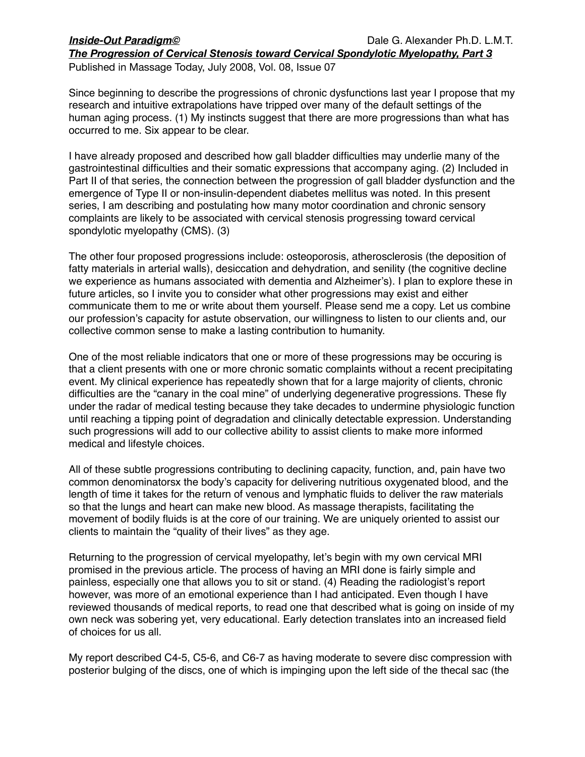***Inside-Out Paradigm©*** Dale G. Alexander Ph.D. L.M.T.

***The Progression of Cervical Stenosis toward Cervical Spondylotic Myelopathy, Part 3***

Published in Massage Today, July 2008, Vol. 08, Issue 07

Since beginning to describe the progressions of chronic dysfunctions last year I propose that my research and intuitive extrapolations have tripped over many of the default settings of the human aging process. (1) My instincts suggest that there are more progressions than what has occurred to me. Six appear to be clear.

I have already proposed and described how gall bladder difficulties may underlie many of the gastrointestinal difficulties and their somatic expressions that accompany aging. (2) Included in Part II of that series, the connection between the progression of gall bladder dysfunction and the emergence of Type II or non-insulin-dependent diabetes mellitus was noted. In this present series, I am describing and postulating how many motor coordination and chronic sensory complaints are likely to be associated with cervical stenosis progressing toward cervical spondylotic myelopathy (CMS). (3)

The other four proposed progressions include: osteoporosis, atherosclerosis (the deposition of fatty materials in arterial walls), desiccation and dehydration, and senility (the cognitive decline we experience as humans associated with dementia and Alzheimer's). I plan to explore these in future articles, so I invite you to consider what other progressions may exist and either communicate them to me or write about them yourself. Please send me a copy. Let us combine our profession's capacity for astute observation, our willingness to listen to our clients and, our collective common sense to make a lasting contribution to humanity.

One of the most reliable indicators that one or more of these progressions may be occuring is that a client presents with one or more chronic somatic complaints without a recent precipitating event. My clinical experience has repeatedly shown that for a large majority of clients, chronic difficulties are the "canary in the coal mine" of underlying degenerative progressions. These fly under the radar of medical testing because they take decades to undermine physiologic function until reaching a tipping point of degradation and clinically detectable expression. Understanding such progressions will add to our collective ability to assist clients to make more informed medical and lifestyle choices.

All of these subtle progressions contributing to declining capacity, function, and, pain have two common denominatorsx the body's capacity for delivering nutritious oxygenated blood, and the length of time it takes for the return of venous and lymphatic fluids to deliver the raw materials so that the lungs and heart can make new blood. As massage therapists, facilitating the movement of bodily fluids is at the core of our training. We are uniquely oriented to assist our clients to maintain the "quality of their lives" as they age.

Returning to the progression of cervical myelopathy, let's begin with my own cervical MRI promised in the previous article. The process of having an MRI done is fairly simple and painless, especially one that allows you to sit or stand. (4) Reading the radiologist's report however, was more of an emotional experience than I had anticipated. Even though I have reviewed thousands of medical reports, to read one that described what is going on inside of my own neck was sobering yet, very educational. Early detection translates into an increased field of choices for us all.

My report described C4-5, C5-6, and C6-7 as having moderate to severe disc compression with posterior bulging of the discs, one of which is impinging upon the left side of the thecal sac (the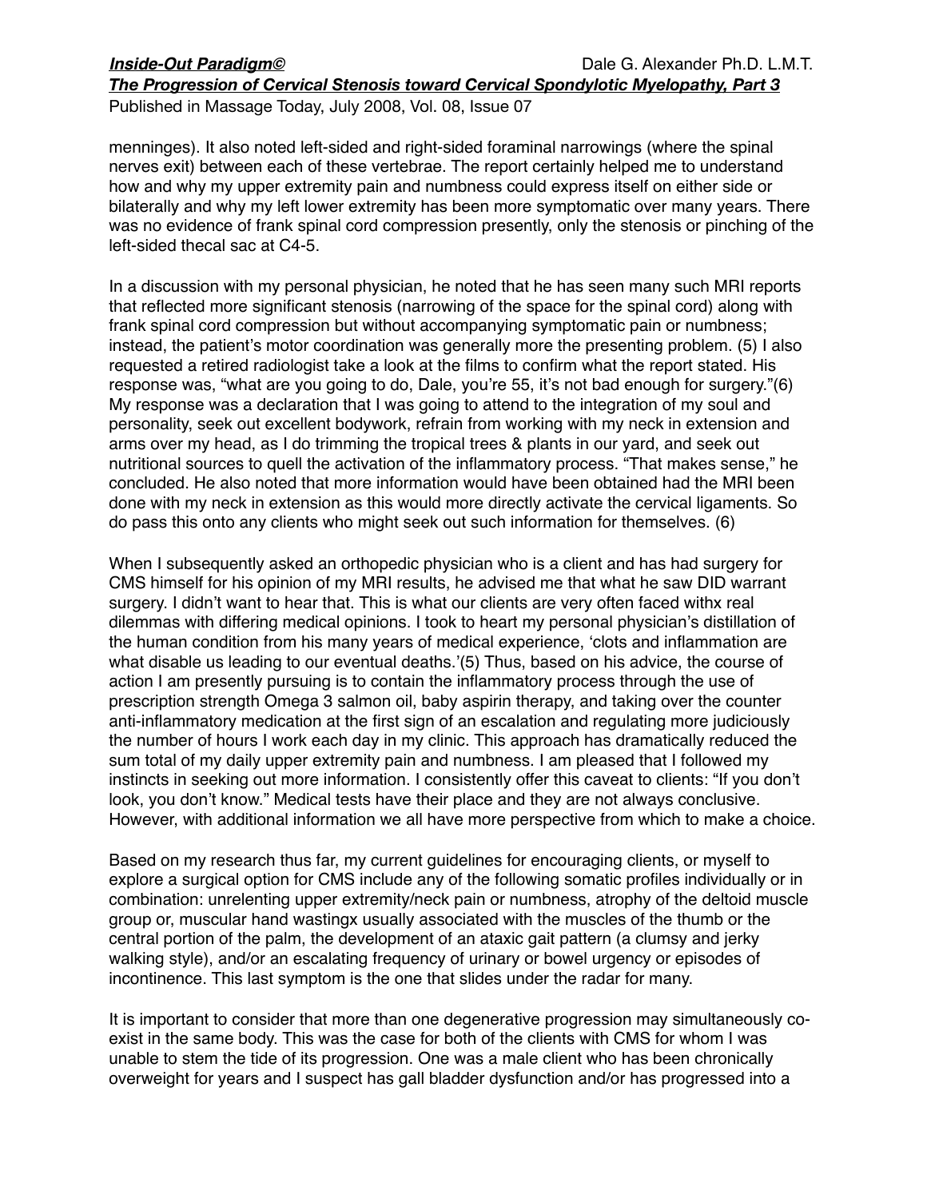menninges). It also noted left-sided and right-sided foraminal narrowings (where the spinal nerves exit) between each of these vertebrae. The report certainly helped me to understand how and why my upper extremity pain and numbness could express itself on either side or bilaterally and why my left lower extremity has been more symptomatic over many years. There was no evidence of frank spinal cord compression presently, only the stenosis or pinching of the left-sided thecal sac at C4-5.

In a discussion with my personal physician, he noted that he has seen many such MRI reports that reflected more significant stenosis (narrowing of the space for the spinal cord) along with frank spinal cord compression but without accompanying symptomatic pain or numbness; instead, the patient's motor coordination was generally more the presenting problem. (5) I also requested a retired radiologist take a look at the films to confirm what the report stated. His response was, "what are you going to do, Dale, you're 55, it's not bad enough for surgery."(6) My response was a declaration that I was going to attend to the integration of my soul and personality, seek out excellent bodywork, refrain from working with my neck in extension and arms over my head, as I do trimming the tropical trees & plants in our yard, and seek out nutritional sources to quell the activation of the inflammatory process. "That makes sense," he concluded. He also noted that more information would have been obtained had the MRI been done with my neck in extension as this would more directly activate the cervical ligaments. So do pass this onto any clients who might seek out such information for themselves. (6)

When I subsequently asked an orthopedic physician who is a client and has had surgery for CMS himself for his opinion of my MRI results, he advised me that what he saw DID warrant surgery. I didn't want to hear that. This is what our clients are very often faced withx real dilemmas with differing medical opinions. I took to heart my personal physician's distillation of the human condition from his many years of medical experience, 'clots and inflammation are what disable us leading to our eventual deaths.'(5) Thus, based on his advice, the course of action I am presently pursuing is to contain the inflammatory process through the use of prescription strength Omega 3 salmon oil, baby aspirin therapy, and taking over the counter anti-inflammatory medication at the first sign of an escalation and regulating more judiciously the number of hours I work each day in my clinic. This approach has dramatically reduced the sum total of my daily upper extremity pain and numbness. I am pleased that I followed my instincts in seeking out more information. I consistently offer this caveat to clients: "If you don't look, you don't know." Medical tests have their place and they are not always conclusive. However, with additional information we all have more perspective from which to make a choice.

Based on my research thus far, my current guidelines for encouraging clients, or myself to explore a surgical option for CMS include any of the following somatic profiles individually or in combination: unrelenting upper extremity/neck pain or numbness, atrophy of the deltoid muscle group or, muscular hand wastingx usually associated with the muscles of the thumb or the central portion of the palm, the development of an ataxic gait pattern (a clumsy and jerky walking style), and/or an escalating frequency of urinary or bowel urgency or episodes of incontinence. This last symptom is the one that slides under the radar for many.

It is important to consider that more than one degenerative progression may simultaneously co-exist in the same body. This was the case for both of the clients with CMS for whom I was unable to stem the tide of its progression. One was a male client who has been chronically overweight for years and I suspect has gall bladder dysfunction and/or has progressed into a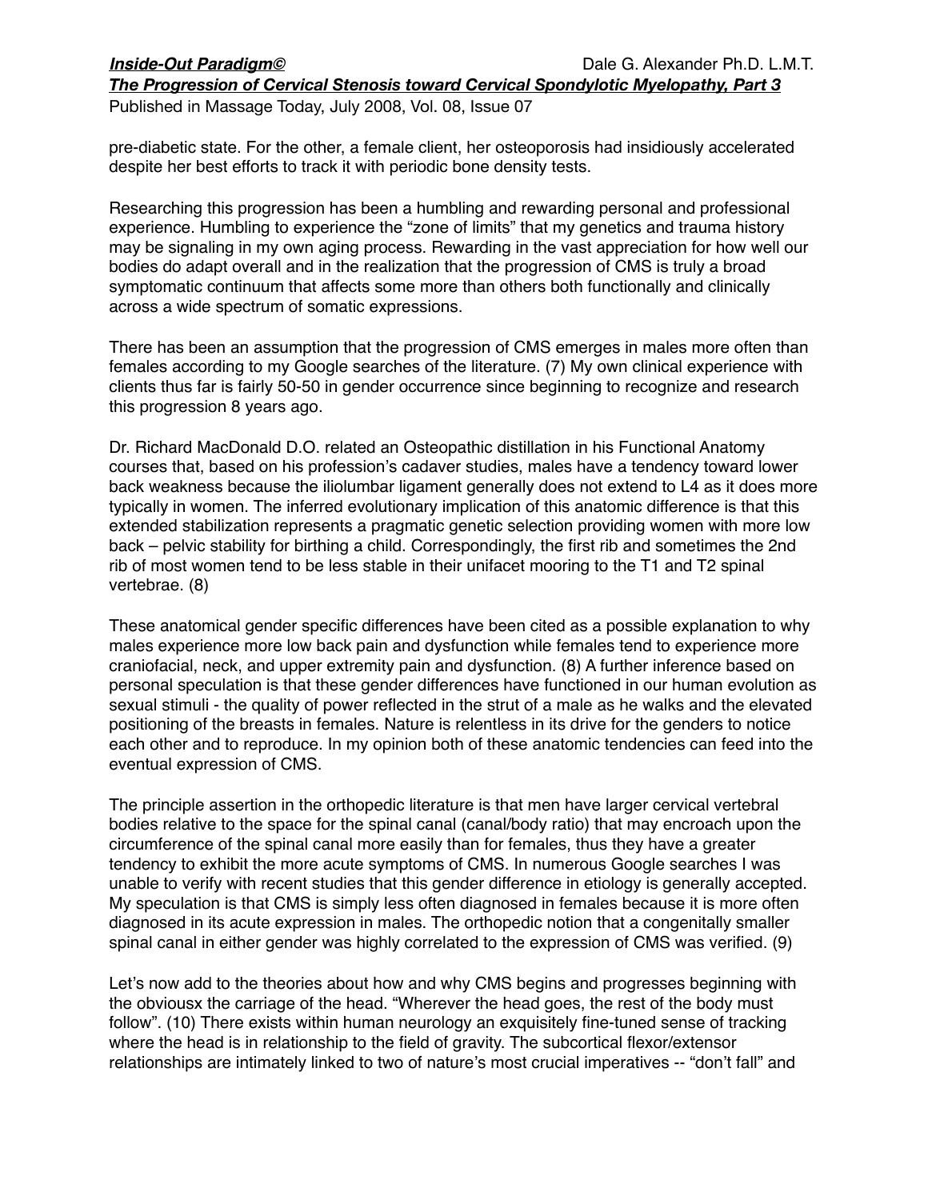pre-diabetic state. For the other, a female client, her osteoporosis had insidiously accelerated despite her best efforts to track it with periodic bone density tests.

Researching this progression has been a humbling and rewarding personal and professional experience. Humbling to experience the "zone of limits" that my genetics and trauma history may be signaling in my own aging process. Rewarding in the vast appreciation for how well our bodies do adapt overall and in the realization that the progression of CMS is truly a broad symptomatic continuum that affects some more than others both functionally and clinically across a wide spectrum of somatic expressions.

There has been an assumption that the progression of CMS emerges in males more often than females according to my Google searches of the literature. (7) My own clinical experience with clients thus far is fairly 50-50 in gender occurrence since beginning to recognize and research this progression 8 years ago.

Dr. Richard MacDonald D.O. related an Osteopathic distillation in his Functional Anatomy courses that, based on his profession's cadaver studies, males have a tendency toward lower back weakness because the iliolumbar ligament generally does not extend to L4 as it does more typically in women. The inferred evolutionary implication of this anatomic difference is that this extended stabilization represents a pragmatic genetic selection providing women with more low back – pelvic stability for birthing a child. Correspondingly, the first rib and sometimes the 2nd rib of most women tend to be less stable in their unifacet mooring to the T1 and T2 spinal vertebrae. (8)

These anatomical gender specific differences have been cited as a possible explanation to why males experience more low back pain and dysfunction while females tend to experience more craniofacial, neck, and upper extremity pain and dysfunction. (8) A further inference based on personal speculation is that these gender differences have functioned in our human evolution as sexual stimuli - the quality of power reflected in the strut of a male as he walks and the elevated positioning of the breasts in females. Nature is relentless in its drive for the genders to notice each other and to reproduce. In my opinion both of these anatomic tendencies can feed into the eventual expression of CMS.

The principle assertion in the orthopedic literature is that men have larger cervical vertebral bodies relative to the space for the spinal canal (canal/body ratio) that may encroach upon the circumference of the spinal canal more easily than for females, thus they have a greater tendency to exhibit the more acute symptoms of CMS. In numerous Google searches I was unable to verify with recent studies that this gender difference in etiology is generally accepted. My speculation is that CMS is simply less often diagnosed in females because it is more often diagnosed in its acute expression in males. The orthopedic notion that a congenitally smaller spinal canal in either gender was highly correlated to the expression of CMS was verified. (9)

Let's now add to the theories about how and why CMS begins and progresses beginning with the obviousx the carriage of the head. "Wherever the head goes, the rest of the body must follow". (10) There exists within human neurology an exquisitely fine-tuned sense of tracking where the head is in relationship to the field of gravity. The subcortical flexor/extensor relationships are intimately linked to two of nature's most crucial imperatives -- "don't fall" and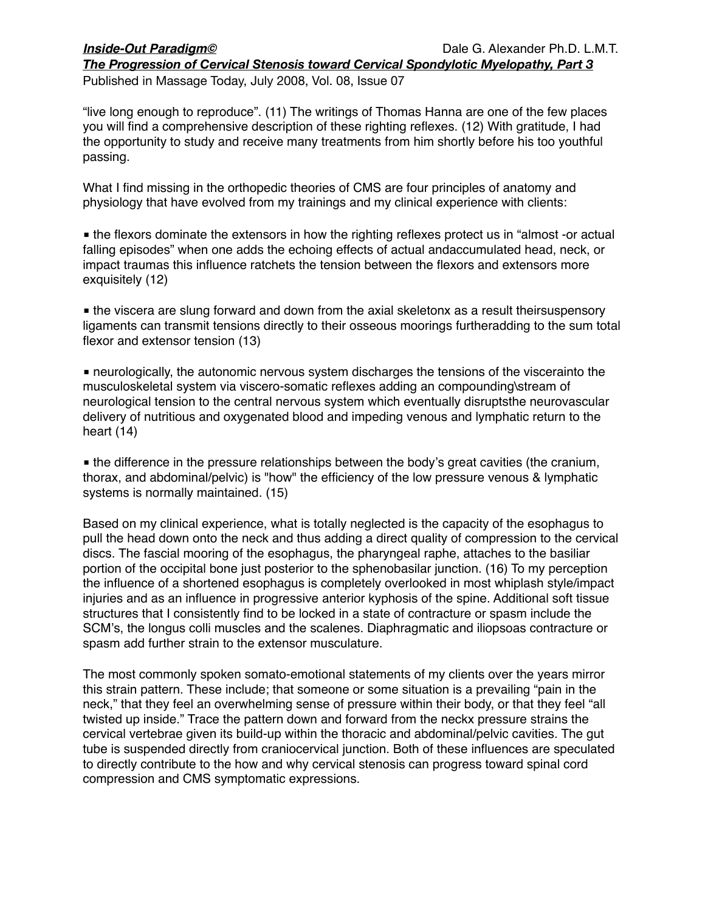"live long enough to reproduce". (11) The writings of Thomas Hanna are one of the few places you will find a comprehensive description of these righting reflexes. (12) With gratitude, I had the opportunity to study and receive many treatments from him shortly before his too youthful passing.

What I find missing in the orthopedic theories of CMS are four principles of anatomy and physiology that have evolved from my trainings and my clinical experience with clients:

- the flexors dominate the extensors in how the righting reflexes protect us in "almost -or actual falling episodes" when one adds the echoing effects of actual andaccumulated head, neck, or impact traumas this influence ratchets the tension between the flexors and extensors more exquisitely (12)

- the viscera are slung forward and down from the axial skeletonx as a result theirsuspensory ligaments can transmit tensions directly to their osseous moorings furtheradding to the sum total flexor and extensor tension (13)

- neurologically, the autonomic nervous system discharges the tensions of the viscerainto the musculoskeletal system via viscero-somatic reflexes adding an compounding\stream of neurological tension to the central nervous system which eventually disruptsthe neurovascular delivery of nutritious and oxygenated blood and impeding venous and lymphatic return to the heart (14)

- the difference in the pressure relationships between the body's great cavities (the cranium, thorax, and abdominal/pelvic) is "how" the efficiency of the low pressure venous & lymphatic systems is normally maintained. (15)

Based on my clinical experience, what is totally neglected is the capacity of the esophagus to pull the head down onto the neck and thus adding a direct quality of compression to the cervical discs. The fascial mooring of the esophagus, the pharyngeal raphe, attaches to the basiliar portion of the occipital bone just posterior to the sphenobasilar junction. (16) To my perception the influence of a shortened esophagus is completely overlooked in most whiplash style/impact injuries and as an influence in progressive anterior kyphosis of the spine. Additional soft tissue structures that I consistently find to be locked in a state of contracture or spasm include the SCM's, the longus colli muscles and the scalenes. Diaphragmatic and iliopsoas contracture or spasm add further strain to the extensor musculature.

The most commonly spoken somato-emotional statements of my clients over the years mirror this strain pattern. These include; that someone or some situation is a prevailing "pain in the neck," that they feel an overwhelming sense of pressure within their body, or that they feel "all twisted up inside." Trace the pattern down and forward from the neckx pressure strains the cervical vertebrae given its build-up within the thoracic and abdominal/pelvic cavities. The gut tube is suspended directly from craniocervical junction. Both of these influences are speculated to directly contribute to the how and why cervical stenosis can progress toward spinal cord compression and CMS symptomatic expressions.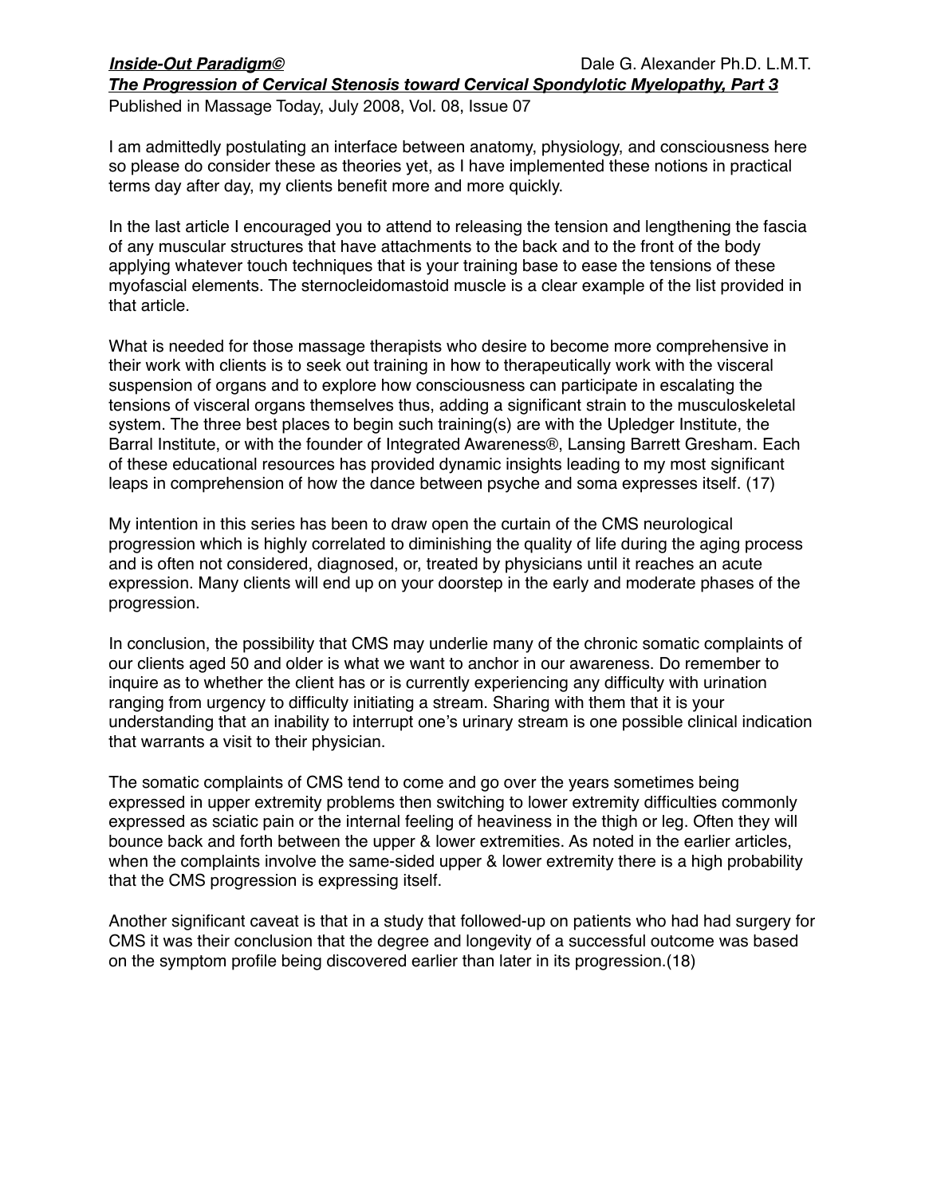***Inside-Out Paradigm©*** Dale G. Alexander Ph.D. L.M.T.

***The Progression of Cervical Stenosis toward Cervical Spondylotic Myelopathy, Part 3***

Published in Massage Today, July 2008, Vol. 08, Issue 07

I am admittedly postulating an interface between anatomy, physiology, and consciousness here so please do consider these as theories yet, as I have implemented these notions in practical terms day after day, my clients benefit more and more quickly.

In the last article I encouraged you to attend to releasing the tension and lengthening the fascia of any muscular structures that have attachments to the back and to the front of the body applying whatever touch techniques that is your training base to ease the tensions of these myofascial elements. The sternocleidomastoid muscle is a clear example of the list provided in that article.

What is needed for those massage therapists who desire to become more comprehensive in their work with clients is to seek out training in how to therapeutically work with the visceral suspension of organs and to explore how consciousness can participate in escalating the tensions of visceral organs themselves thus, adding a significant strain to the musculoskeletal system. The three best places to begin such training(s) are with the Upledger Institute, the Barral Institute, or with the founder of Integrated Awareness®, Lansing Barrett Gresham. Each of these educational resources has provided dynamic insights leading to my most significant leaps in comprehension of how the dance between psyche and soma expresses itself. (17)

My intention in this series has been to draw open the curtain of the CMS neurological progression which is highly correlated to diminishing the quality of life during the aging process and is often not considered, diagnosed, or, treated by physicians until it reaches an acute expression. Many clients will end up on your doorstep in the early and moderate phases of the progression.

In conclusion, the possibility that CMS may underlie many of the chronic somatic complaints of our clients aged 50 and older is what we want to anchor in our awareness. Do remember to inquire as to whether the client has or is currently experiencing any difficulty with urination ranging from urgency to difficulty initiating a stream. Sharing with them that it is your understanding that an inability to interrupt one's urinary stream is one possible clinical indication that warrants a visit to their physician.

The somatic complaints of CMS tend to come and go over the years sometimes being expressed in upper extremity problems then switching to lower extremity difficulties commonly expressed as sciatic pain or the internal feeling of heaviness in the thigh or leg. Often they will bounce back and forth between the upper & lower extremities. As noted in the earlier articles, when the complaints involve the same-sided upper & lower extremity there is a high probability that the CMS progression is expressing itself.

Another significant caveat is that in a study that followed-up on patients who had had surgery for CMS it was their conclusion that the degree and longevity of a successful outcome was based on the symptom profile being discovered earlier than later in its progression.(18)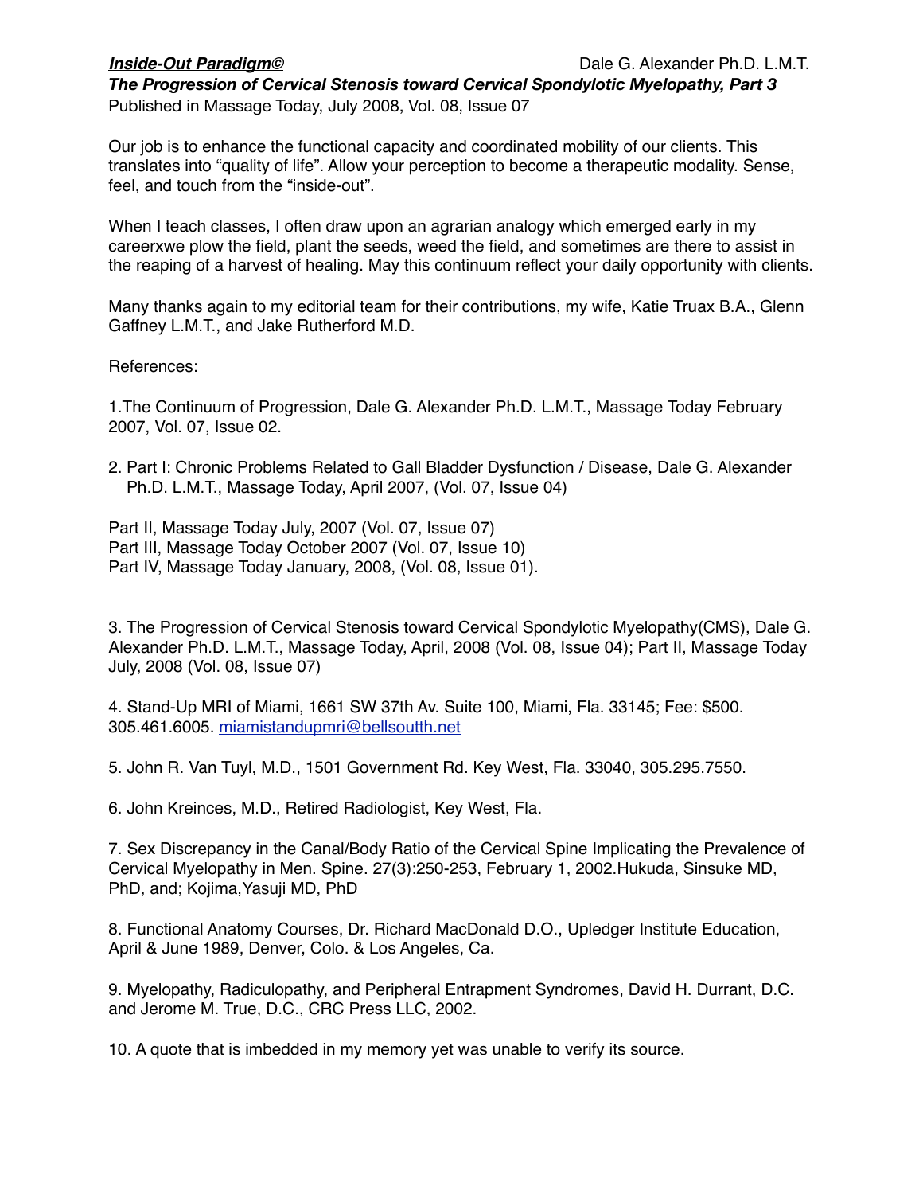Our job is to enhance the functional capacity and coordinated mobility of our clients. This translates into "quality of life". Allow your perception to become a therapeutic modality. Sense, feel, and touch from the "inside-out".

When I teach classes, I often draw upon an agrarian analogy which emerged early in my careerxwe plow the field, plant the seeds, weed the field, and sometimes are there to assist in the reaping of a harvest of healing. May this continuum reflect your daily opportunity with clients.

Many thanks again to my editorial team for their contributions, my wife, Katie Truax B.A., Glenn Gaffney L.M.T., and Jake Rutherford M.D.

References:

1.The Continuum of Progression, Dale G. Alexander Ph.D. L.M.T., Massage Today February 2007, Vol. 07, Issue 02.

2. Part I: Chronic Problems Related to Gall Bladder Dysfunction / Disease, Dale G. Alexander Ph.D. L.M.T., Massage Today, April 2007, (Vol. 07, Issue 04)

Part II, Massage Today July, 2007 (Vol. 07, Issue 07)
Part III, Massage Today October 2007 (Vol. 07, Issue 10)
Part IV, Massage Today January, 2008, (Vol. 08, Issue 01).

3. The Progression of Cervical Stenosis toward Cervical Spondylotic Myelopathy(CMS), Dale G. Alexander Ph.D. L.M.T., Massage Today, April, 2008 (Vol. 08, Issue 04); Part II, Massage Today July, 2008 (Vol. 08, Issue 07)

4. Stand-Up MRI of Miami, 1661 SW 37th Av. Suite 100, Miami, Fla. 33145; Fee: $500. 305.461.6005. miamistandupmri@bellsoutth.net

5. John R. Van Tuyl, M.D., 1501 Government Rd. Key West, Fla. 33040, 305.295.7550.

6. John Kreinces, M.D., Retired Radiologist, Key West, Fla.

7. Sex Discrepancy in the Canal/Body Ratio of the Cervical Spine Implicating the Prevalence of Cervical Myelopathy in Men. Spine. 27(3):250-253, February 1, 2002.Hukuda, Sinsuke MD, PhD, and; Kojima,Yasuji MD, PhD

8. Functional Anatomy Courses, Dr. Richard MacDonald D.O., Upledger Institute Education, April & June 1989, Denver, Colo. & Los Angeles, Ca.

9. Myelopathy, Radiculopathy, and Peripheral Entrapment Syndromes, David H. Durrant, D.C. and Jerome M. True, D.C., CRC Press LLC, 2002.

10. A quote that is imbedded in my memory yet was unable to verify its source.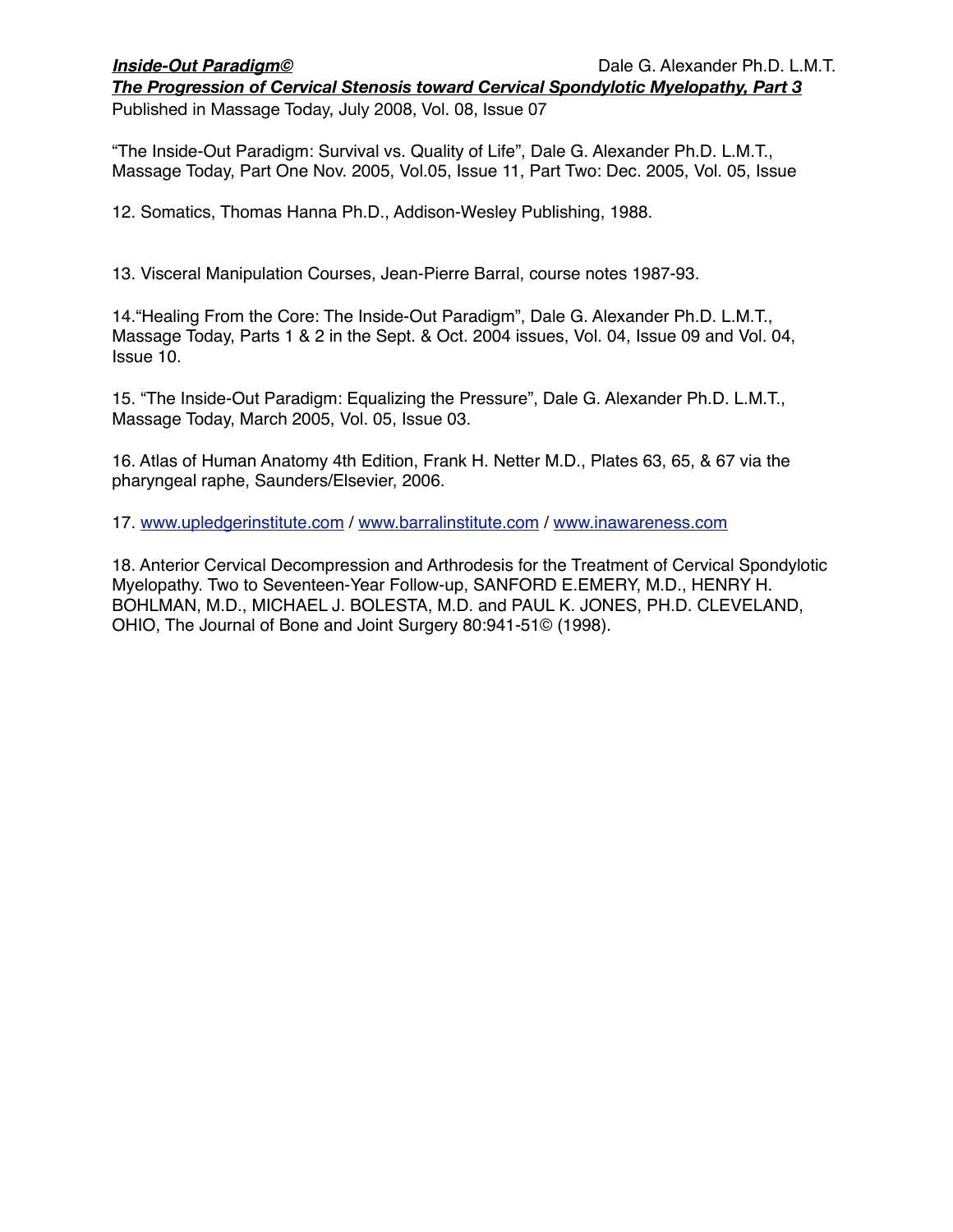"The Inside-Out Paradigm: Survival vs. Quality of Life", Dale G. Alexander Ph.D. L.M.T., Massage Today, Part One Nov. 2005, Vol.05, Issue 11, Part Two: Dec. 2005, Vol. 05, Issue

12. Somatics, Thomas Hanna Ph.D., Addison-Wesley Publishing, 1988.

13. Visceral Manipulation Courses, Jean-Pierre Barral, course notes 1987-93.

14. "Healing From the Core: The Inside-Out Paradigm", Dale G. Alexander Ph.D. L.M.T., Massage Today, Parts 1 & 2 in the Sept. & Oct. 2004 issues, Vol. 04, Issue 09 and Vol. 04, Issue 10.

15. "The Inside-Out Paradigm: Equalizing the Pressure", Dale G. Alexander Ph.D. L.M.T., Massage Today, March 2005, Vol. 05, Issue 03.

16. Atlas of Human Anatomy 4th Edition, Frank H. Netter M.D., Plates 63, 65, & 67 via the pharyngeal raphe, Saunders/Elsevier, 2006.

17. [www.upledgerinstitute.com](http://www.upledgerinstitute.com) / [www.barralinstitute.com](http://www.barralinstitute.com) / [www.inawareness.com](http://www.inawareness.com)

18. Anterior Cervical Decompression and Arthrodesis for the Treatment of Cervical Spondylotic Myelopathy. Two to Seventeen-Year Follow-up, SANFORD E.EMERY, M.D., HENRY H. BOHLMAN, M.D., MICHAEL J. BOLESTA, M.D. and PAUL K. JONES, PH.D. CLEVELAND, OHIO, The Journal of Bone and Joint Surgery 80:941-51© (1998).